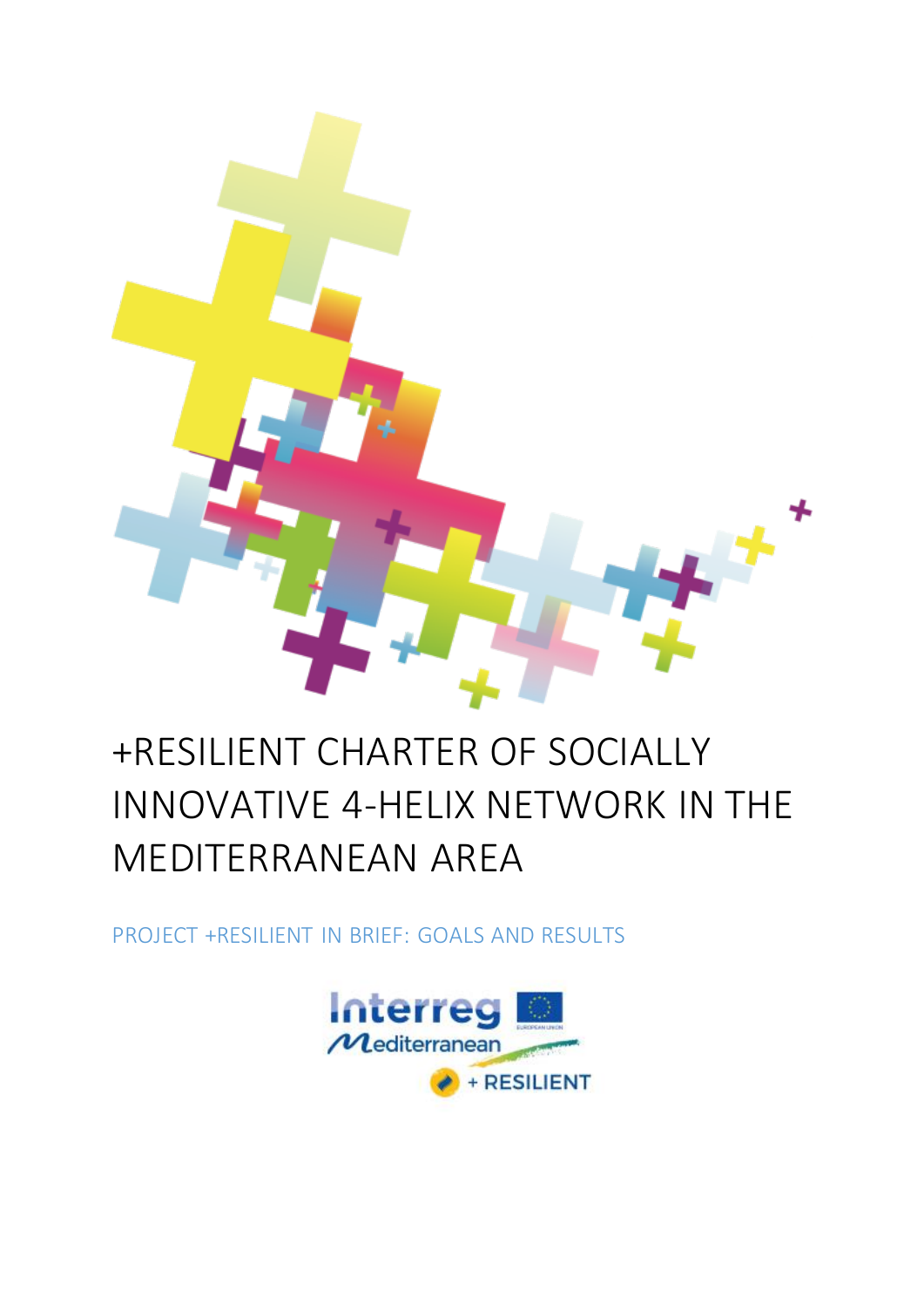# +RESILIENT CHARTER OF SOCIALLY INNOVATIVE 4-HELIX NETWORK IN THE MEDITERRANEAN AREA

PROJECT +RESILIENT IN BRIEF: GOALS AND RESULTS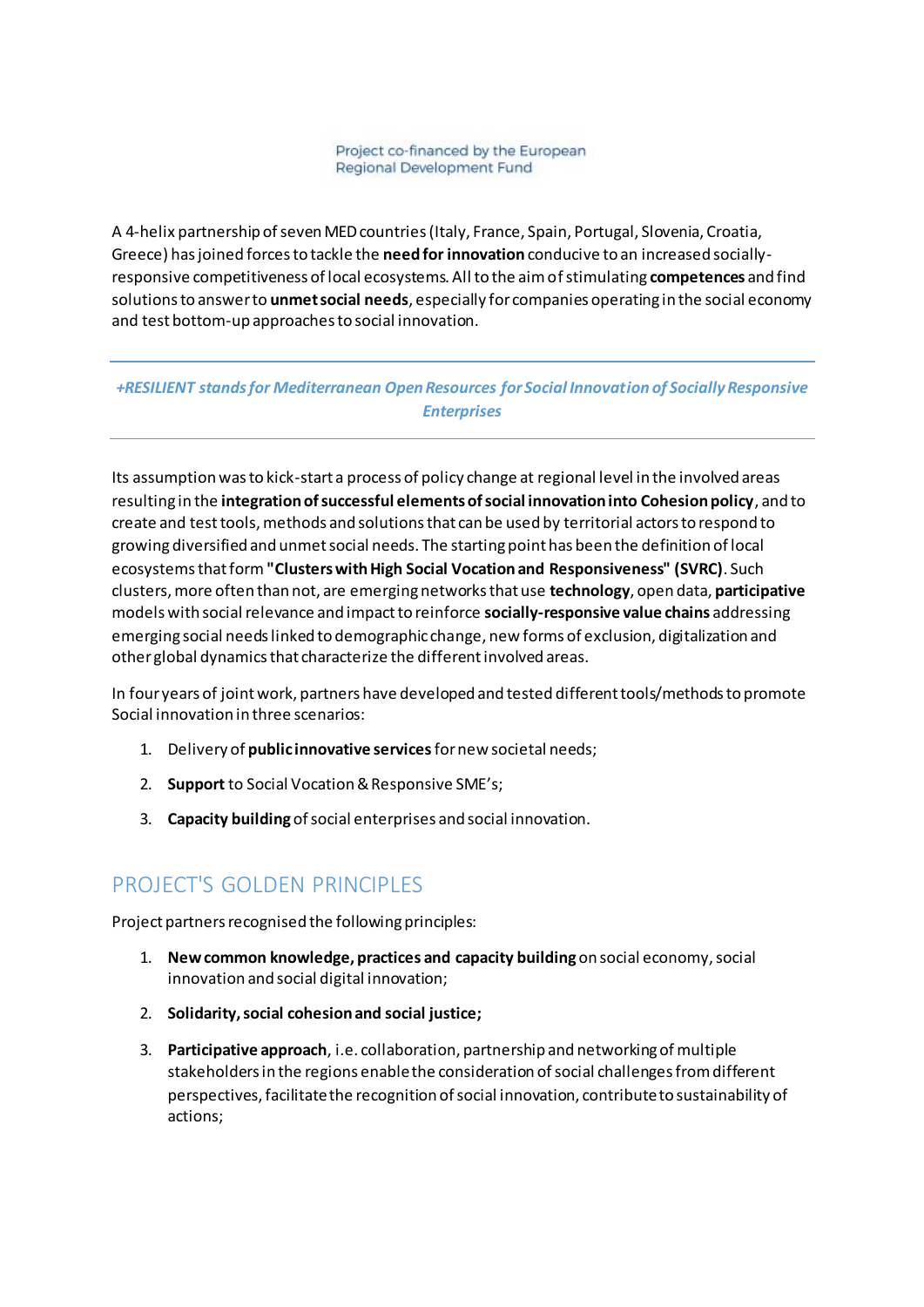A 4-helix partnership of seven MED countries (Italy, France, Spain, Portugal, Slovenia, Croatia, Greece) has joined forces to tackle the **need for innovation** conducive to an increased socially-responsive competitiveness of local ecosystems. All to the aim of stimulating **competences** and find solutions to answer to **unmet social needs**, especially for companies operating in the social economy and test bottom-up approaches to social innovation.

---

***+RESILIENT stands for Mediterranean Open Resources for Social Innovation of Socially Responsive Enterprises***

---

Its assumption was to kick-start a process of policy change at regional level in the involved areas resulting in the **integration of successful elements of social innovation into Cohesion policy**, and to create and test tools, methods and solutions that can be used by territorial actors to respond to growing diversified and unmet social needs. The starting point has been the definition of local ecosystems that form **"Clusters with High Social Vocation and Responsiveness" (SVRC)**. Such clusters, more often than not, are emerging networks that use **technology**, open data, **participative** models with social relevance and impact to reinforce **socially-responsive value chains** addressing emerging social needs linked to demographic change, new forms of exclusion, digitalization and other global dynamics that characterize the different involved areas.

In four years of joint work, partners have developed and tested different tools/methods to promote Social innovation in three scenarios:

1. Delivery of **public innovative services** for new societal needs;
2. **Support** to Social Vocation & Responsive SME's;
3. **Capacity building** of social enterprises and social innovation.

## PROJECT'S GOLDEN PRINCIPLES

Project partners recognised the following principles:

1. **New common knowledge, practices and capacity building** on social economy, social innovation and social digital innovation;
2. **Solidarity, social cohesion and social justice;**
3. **Participative approach**, i.e. collaboration, partnership and networking of multiple stakeholders in the regions enable the consideration of social challenges from different perspectives, facilitate the recognition of social innovation, contribute to sustainability of actions;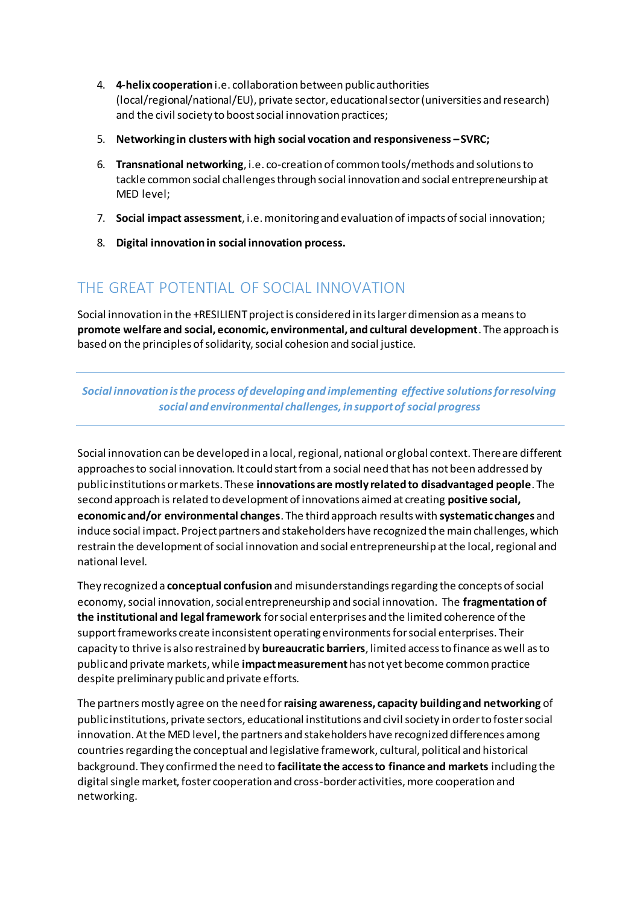4. **4-helix cooperation** i.e. collaboration between public authorities (local/regional/national/EU), private sector, educational sector (universities and research) and the civil society to boost social innovation practices;

5. **Networking in clusters with high social vocation and responsiveness – SVRC;**

6. **Transnational networking**, i.e. co-creation of common tools/methods and solutions to tackle common social challenges through social innovation and social entrepreneurship at MED level;

7. **Social impact assessment**, i.e. monitoring and evaluation of impacts of social innovation;

8. **Digital innovation in social innovation process.**

## THE GREAT POTENTIAL OF SOCIAL INNOVATION

Social innovation in the +RESILIENT project is considered in its larger dimension as a means to **promote welfare and social, economic, environmental, and cultural development**. The approach is based on the principles of solidarity, social cohesion and social justice.

---

***Social innovation is the process of developing and implementing effective solutions for resolving social and environmental challenges, in support of social progress***

---

Social innovation can be developed in a local, regional, national or global context. There are different approaches to social innovation. It could start from a social need that has not been addressed by public institutions or markets. These **innovations are mostly related to disadvantaged people**. The second approach is related to development of innovations aimed at creating **positive social, economic and/or environmental changes**. The third approach results with **systematic changes** and induce social impact. Project partners and stakeholders have recognized the main challenges, which restrain the development of social innovation and social entrepreneurship at the local, regional and national level.

They recognized a **conceptual confusion** and misunderstandings regarding the concepts of social economy, social innovation, social entrepreneurship and social innovation. The **fragmentation of the institutional and legal framework** for social enterprises and the limited coherence of the support frameworks create inconsistent operating environments for social enterprises. Their capacity to thrive is also restrained by **bureaucratic barriers**, limited access to finance as well as to public and private markets, while **impact measurement** has not yet become common practice despite preliminary public and private efforts.

The partners mostly agree on the need for **raising awareness, capacity building and networking** of public institutions, private sectors, educational institutions and civil society in order to foster social innovation. At the MED level, the partners and stakeholders have recognized differences among countries regarding the conceptual and legislative framework, cultural, political and historical background. They confirmed the need to **facilitate the access to finance and markets** including the digital single market, foster cooperation and cross-border activities, more cooperation and networking.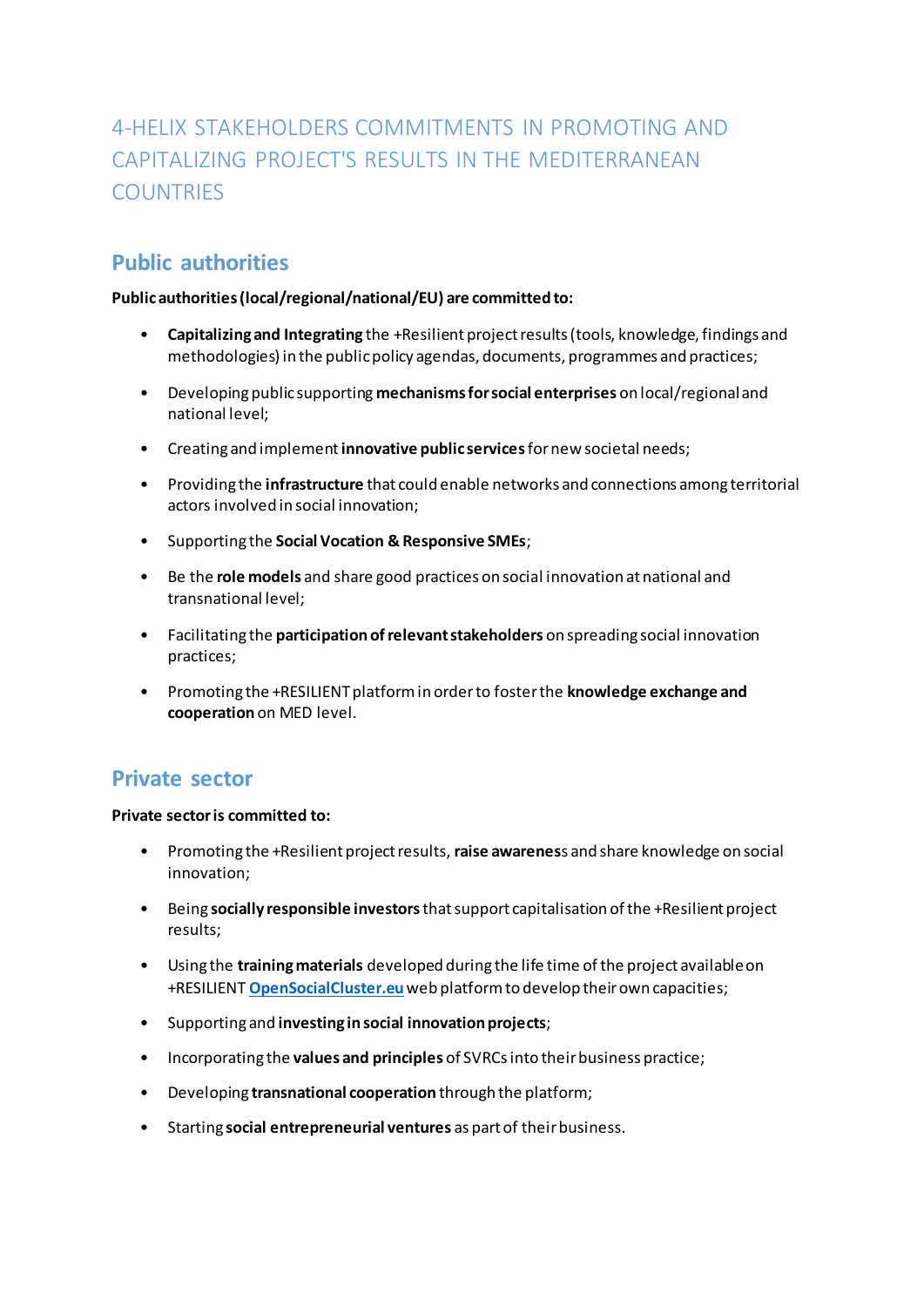# 4-HELIX STAKEHOLDERS COMMITMENTS IN PROMOTING AND CAPITALIZING PROJECT'S RESULTS IN THE MEDITERRANEAN COUNTRIES

## Public authorities

**Public authorities (local/regional/national/EU) are committed to:**

- **Capitalizing and Integrating** the +Resilient project results (tools, knowledge, findings and methodologies) in the public policy agendas, documents, programmes and practices;
- Developing public supporting **mechanisms for social enterprises** on local/regional and national level;
- Creating and implement **innovative public services** for new societal needs;
- Providing the **infrastructure** that could enable networks and connections among territorial actors involved in social innovation;
- Supporting the **Social Vocation & Responsive SMEs**;
- Be the **role models** and share good practices on social innovation at national and transnational level;
- Facilitating the **participation of relevant stakeholders** on spreading social innovation practices;
- Promoting the +RESILIENT platform in order to foster the **knowledge exchange and cooperation** on MED level.

## Private sector

**Private sector is committed to:**

- Promoting the +Resilient project results, **raise awareness** and share knowledge on social innovation;
- Being **socially responsible investors** that support capitalisation of the +Resilient project results;
- Using the **training materials** developed during the life time of the project available on +RESILIENT **OpenSocialCluster.eu** web platform to develop their own capacities;
- Supporting and **investing in social innovation projects**;
- Incorporating the **values and principles** of SVRCs into their business practice;
- Developing **transnational cooperation** through the platform;
- Starting **social entrepreneurial ventures** as part of their business.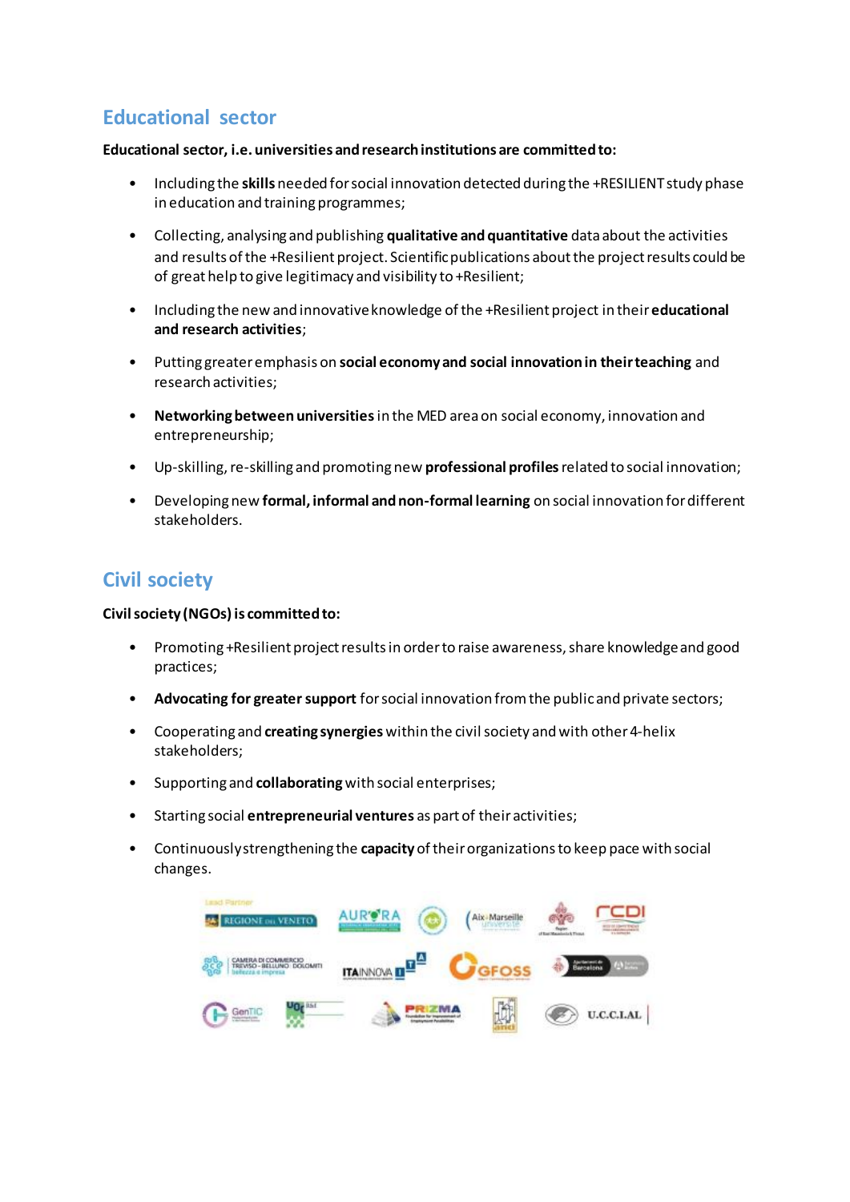## Educational sector

**Educational sector, i.e. universities and research institutions are committed to:**

- Including the **skills** needed for social innovation detected during the +RESILIENT study phase in education and training programmes;
- Collecting, analysing and publishing **qualitative and quantitative** data about the activities and results of the +Resilient project. Scientific publications about the project results could be of great help to give legitimacy and visibility to +Resilient;
- Including the new and innovative knowledge of the +Resilient project in their **educational and research activities**;
- Putting greater emphasis on **social economy and social innovation in their teaching** and research activities;
- **Networking between universities** in the MED area on social economy, innovation and entrepreneurship;
- Up-skilling, re-skilling and promoting new **professional profiles** related to social innovation;
- Developing new **formal, informal and non-formal learning** on social innovation for different stakeholders.

## Civil society

**Civil society (NGOs) is committed to:**

- Promoting +Resilient project results in order to raise awareness, share knowledge and good practices;
- **Advocating for greater support** for social innovation from the public and private sectors;
- Cooperating and **creating synergies** within the civil society and with other 4-helix stakeholders;
- Supporting and **collaborating** with social enterprises;
- Starting social **entrepreneurial ventures** as part of their activities;
- Continuously strengthening the **capacity** of their organizations to keep pace with social changes.